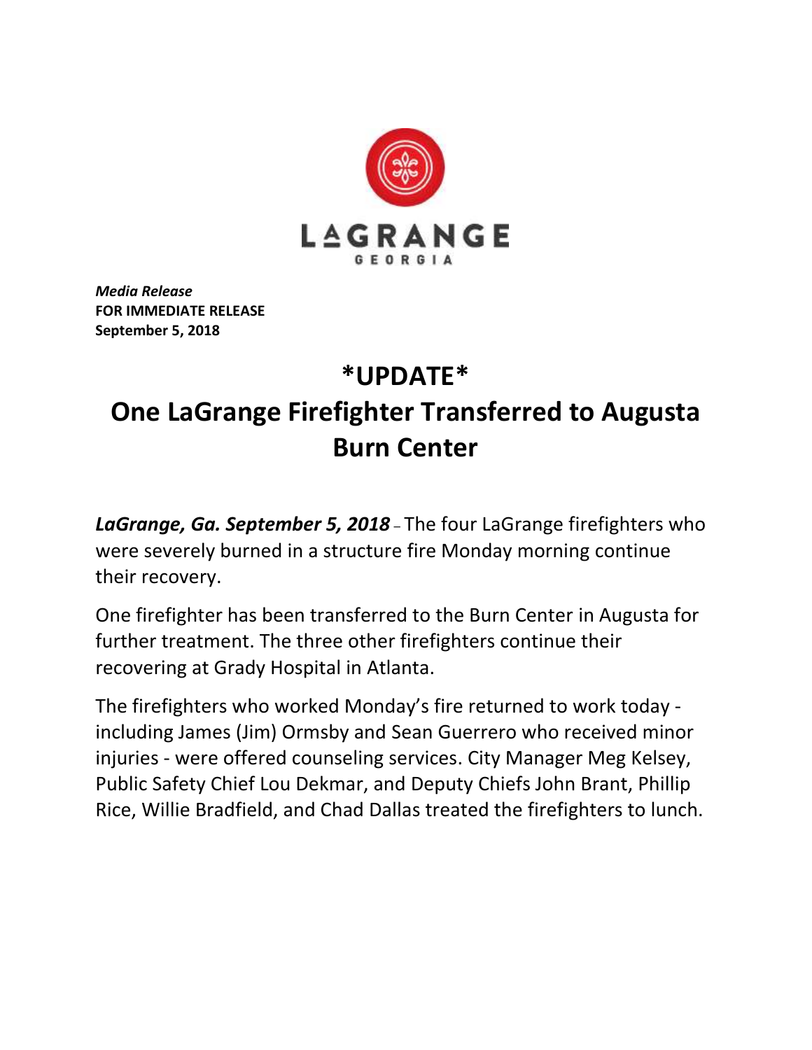LAGRANGE
GEORGIA

***Media Release***
**FOR IMMEDIATE RELEASE**
**September 5, 2018**

# *UPDATE*
# One LaGrange Firefighter Transferred to Augusta Burn Center

***LaGrange, Ga. September 5, 2018*** – The four LaGrange firefighters who were severely burned in a structure fire Monday morning continue their recovery.

One firefighter has been transferred to the Burn Center in Augusta for further treatment. The three other firefighters continue their recovering at Grady Hospital in Atlanta.

The firefighters who worked Monday's fire returned to work today - including James (Jim) Ormsby and Sean Guerrero who received minor injuries - were offered counseling services. City Manager Meg Kelsey, Public Safety Chief Lou Dekmar, and Deputy Chiefs John Brant, Phillip Rice, Willie Bradfield, and Chad Dallas treated the firefighters to lunch.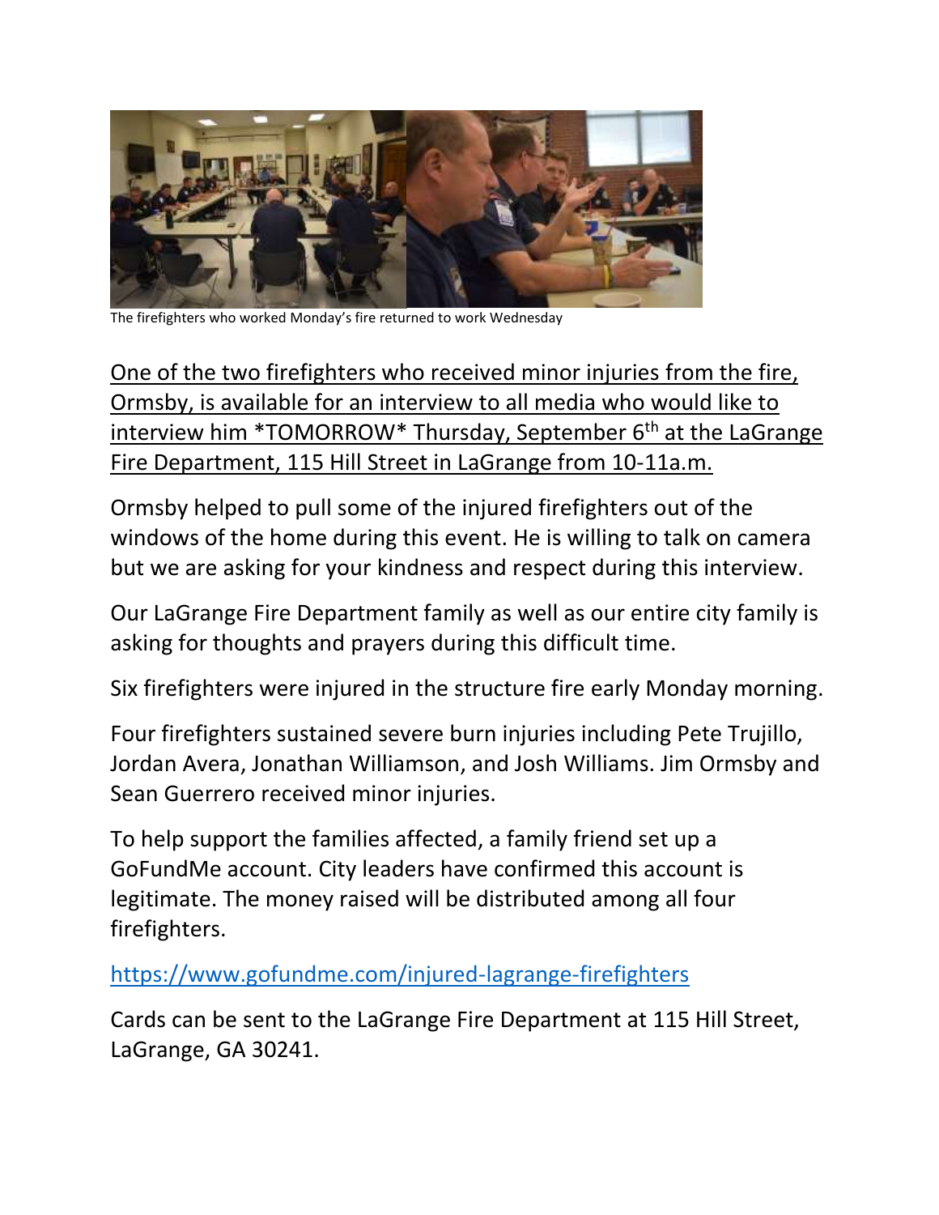The firefighters who worked Monday's fire returned to work Wednesday

<u>One of the two firefighters who received minor injuries from the fire, Ormsby, is available for an interview to all media who would like to interview him *TOMORROW* Thursday, September 6th at the LaGrange Fire Department, 115 Hill Street in LaGrange from 10-11a.m.</u>

Ormsby helped to pull some of the injured firefighters out of the windows of the home during this event. He is willing to talk on camera but we are asking for your kindness and respect during this interview.

Our LaGrange Fire Department family as well as our entire city family is asking for thoughts and prayers during this difficult time.

Six firefighters were injured in the structure fire early Monday morning.

Four firefighters sustained severe burn injuries including Pete Trujillo, Jordan Avera, Jonathan Williamson, and Josh Williams. Jim Ormsby and Sean Guerrero received minor injuries.

To help support the families affected, a family friend set up a GoFundMe account. City leaders have confirmed this account is legitimate. The money raised will be distributed among all four firefighters.

https://www.gofundme.com/injured-lagrange-firefighters

Cards can be sent to the LaGrange Fire Department at 115 Hill Street, LaGrange, GA 30241.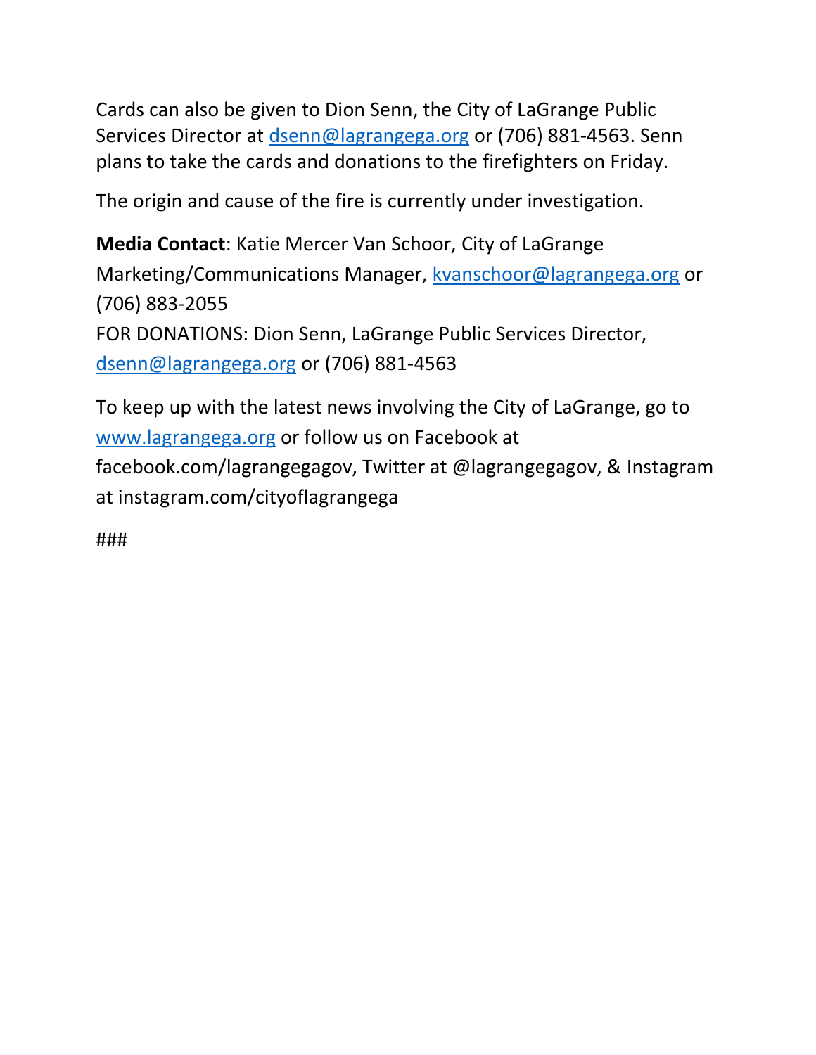Cards can also be given to Dion Senn, the City of LaGrange Public Services Director at dsenn@lagrangega.org or (706) 881-4563. Senn plans to take the cards and donations to the firefighters on Friday.

The origin and cause of the fire is currently under investigation.

**Media Contact**: Katie Mercer Van Schoor, City of LaGrange Marketing/Communications Manager, kvanschoor@lagrangega.org or (706) 883-2055
FOR DONATIONS: Dion Senn, LaGrange Public Services Director, dsenn@lagrangega.org or (706) 881-4563

To keep up with the latest news involving the City of LaGrange, go to www.lagrangega.org or follow us on Facebook at facebook.com/lagrangegagov, Twitter at @lagrangegagov, & Instagram at instagram.com/cityoflagrangega

###